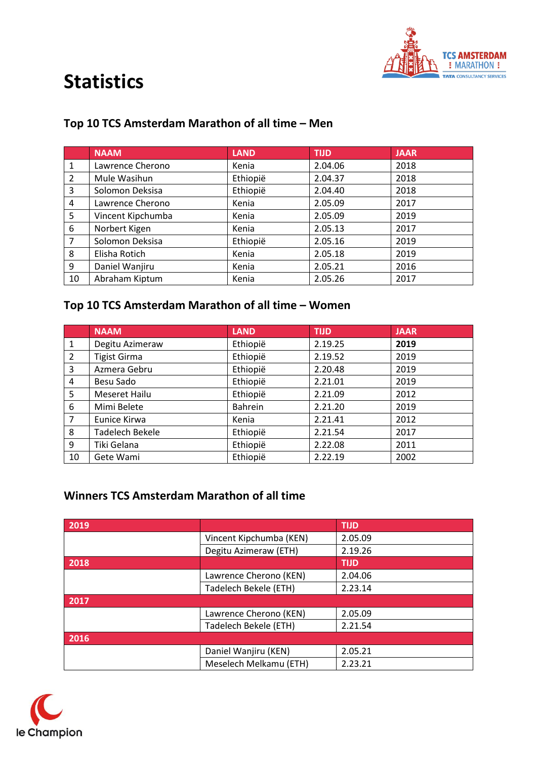# Statistics

## Top 10 TCS Amsterdam Marathon of all time – Men

| | NAAM | LAND | TIJD | JAAR |
|---|---|---|---|---|
| 1 | Lawrence Cherono | Kenia | 2.04.06 | 2018 |
| 2 | Mule Wasihun | Ethiopië | 2.04.37 | 2018 |
| 3 | Solomon Deksisa | Ethiopië | 2.04.40 | 2018 |
| 4 | Lawrence Cherono | Kenia | 2.05.09 | 2017 |
| 5 | Vincent Kipchumba | Kenia | 2.05.09 | 2019 |
| 6 | Norbert Kigen | Kenia | 2.05.13 | 2017 |
| 7 | Solomon Deksisa | Ethiopië | 2.05.16 | 2019 |
| 8 | Elisha Rotich | Kenia | 2.05.18 | 2019 |
| 9 | Daniel Wanjiru | Kenia | 2.05.21 | 2016 |
| 10 | Abraham Kiptum | Kenia | 2.05.26 | 2017 |

## Top 10 TCS Amsterdam Marathon of all time – Women

| | NAAM | LAND | TIJD | JAAR |
|---|---|---|---|---|
| 1 | Degitu Azimeraw | Ethiopië | 2.19.25 | **2019** |
| 2 | Tigist Girma | Ethiopië | 2.19.52 | 2019 |
| 3 | Azmera Gebru | Ethiopië | 2.20.48 | 2019 |
| 4 | Besu Sado | Ethiopië | 2.21.01 | 2019 |
| 5 | Meseret Hailu | Ethiopië | 2.21.09 | 2012 |
| 6 | Mimi Belete | Bahrein | 2.21.20 | 2019 |
| 7 | Eunice Kirwa | Kenia | 2.21.41 | 2012 |
| 8 | Tadelech Bekele | Ethiopië | 2.21.54 | 2017 |
| 9 | Tiki Gelana | Ethiopië | 2.22.08 | 2011 |
| 10 | Gete Wami | Ethiopië | 2.22.19 | 2002 |

## Winners TCS Amsterdam Marathon of all time

| 2019 | | TIJD |
|---|---|---|
| | Vincent Kipchumba (KEN) | 2.05.09 |
| | Degitu Azimeraw (ETH) | 2.19.26 |
| **2018** | | **TIJD** |
| | Lawrence Cherono (KEN) | 2.04.06 |
| | Tadelech Bekele (ETH) | 2.23.14 |
| **2017** | | |
| | Lawrence Cherono (KEN) | 2.05.09 |
| | Tadelech Bekele (ETH) | 2.21.54 |
| **2016** | | |
| | Daniel Wanjiru (KEN) | 2.05.21 |
| | Meselech Melkamu (ETH) | 2.23.21 |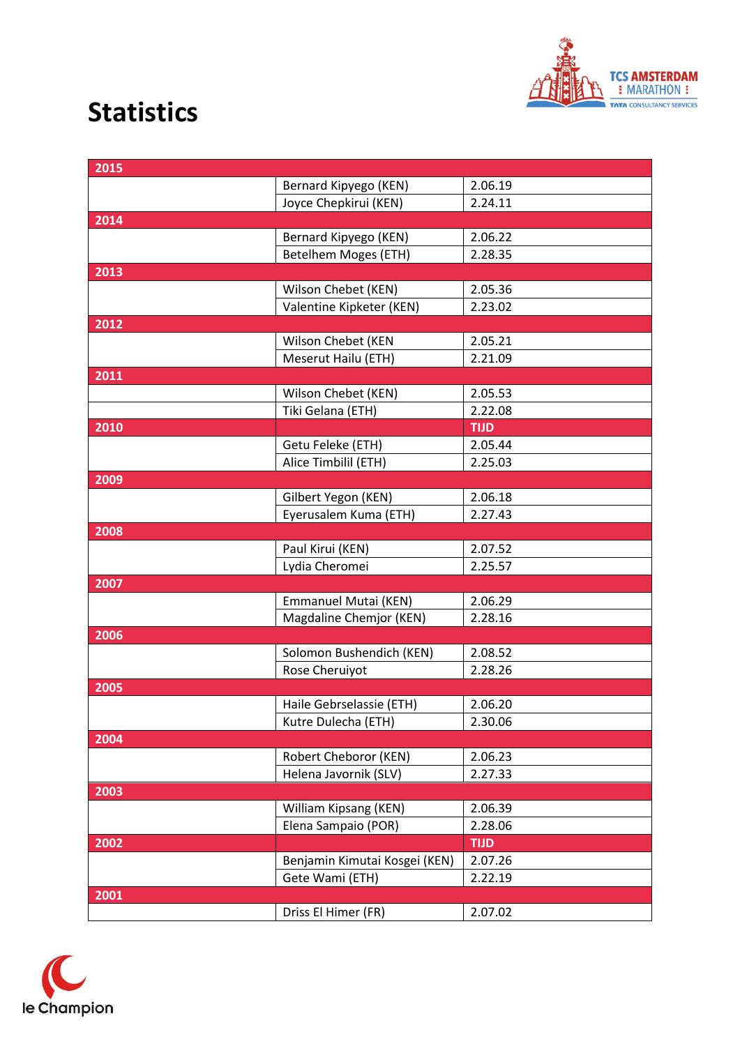# Statistics

| | | |
|---|---|---|
| **2015** | | |
| | Bernard Kipyego (KEN) | 2.06.19 |
| | Joyce Chepkirui (KEN) | 2.24.11 |
| **2014** | | |
| | Bernard Kipyego (KEN) | 2.06.22 |
| | Betelhem Moges (ETH) | 2.28.35 |
| **2013** | | |
| | Wilson Chebet (KEN) | 2.05.36 |
| | Valentine Kipketer (KEN) | 2.23.02 |
| **2012** | | |
| | Wilson Chebet (KEN | 2.05.21 |
| | Meserut Hailu (ETH) | 2.21.09 |
| **2011** | | |
| | Wilson Chebet (KEN) | 2.05.53 |
| | Tiki Gelana (ETH) | 2.22.08 |
| **2010** | | **TIJD** |
| | Getu Feleke (ETH) | 2.05.44 |
| | Alice Timbilil (ETH) | 2.25.03 |
| **2009** | | |
| | Gilbert Yegon (KEN) | 2.06.18 |
| | Eyerusalem Kuma (ETH) | 2.27.43 |
| **2008** | | |
| | Paul Kirui (KEN) | 2.07.52 |
| | Lydia Cheromei | 2.25.57 |
| **2007** | | |
| | Emmanuel Mutai (KEN) | 2.06.29 |
| | Magdaline Chemjor (KEN) | 2.28.16 |
| **2006** | | |
| | Solomon Bushendich (KEN) | 2.08.52 |
| | Rose Cheruiyot | 2.28.26 |
| **2005** | | |
| | Haile Gebrselassie (ETH) | 2.06.20 |
| | Kutre Dulecha (ETH) | 2.30.06 |
| **2004** | | |
| | Robert Cheboror (KEN) | 2.06.23 |
| | Helena Javornik (SLV) | 2.27.33 |
| **2003** | | |
| | William Kipsang (KEN) | 2.06.39 |
| | Elena Sampaio (POR) | 2.28.06 |
| **2002** | | **TIJD** |
| | Benjamin Kimutai Kosgei (KEN) | 2.07.26 |
| | Gete Wami (ETH) | 2.22.19 |
| **2001** | | |
| | Driss El Himer (FR) | 2.07.02 |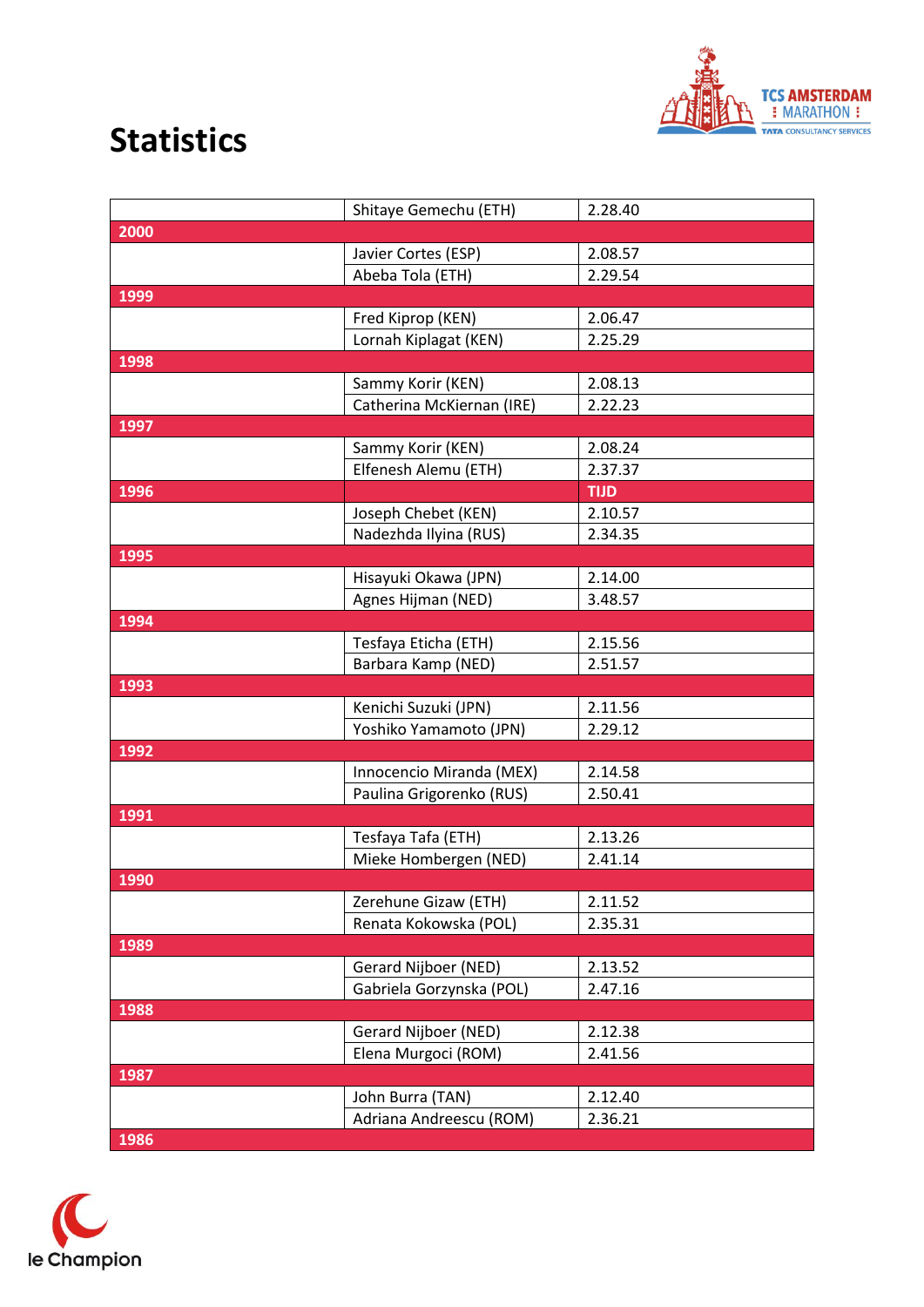## Statistics

| | | |
|---|---|---|
| | Shitaye Gemechu (ETH) | 2.28.40 |
| **2000** | | |
| | Javier Cortes (ESP) | 2.08.57 |
| | Abeba Tola (ETH) | 2.29.54 |
| **1999** | | |
| | Fred Kiprop (KEN) | 2.06.47 |
| | Lornah Kiplagat (KEN) | 2.25.29 |
| **1998** | | |
| | Sammy Korir (KEN) | 2.08.13 |
| | Catherina McKiernan (IRE) | 2.22.23 |
| **1997** | | |
| | Sammy Korir (KEN) | 2.08.24 |
| | Elfenesh Alemu (ETH) | 2.37.37 |
| **1996** | | **TIJD** |
| | Joseph Chebet (KEN) | 2.10.57 |
| | Nadezhda Ilyina (RUS) | 2.34.35 |
| **1995** | | |
| | Hisayuki Okawa (JPN) | 2.14.00 |
| | Agnes Hijman (NED) | 3.48.57 |
| **1994** | | |
| | Tesfaya Eticha (ETH) | 2.15.56 |
| | Barbara Kamp (NED) | 2.51.57 |
| **1993** | | |
| | Kenichi Suzuki (JPN) | 2.11.56 |
| | Yoshiko Yamamoto (JPN) | 2.29.12 |
| **1992** | | |
| | Innocencio Miranda (MEX) | 2.14.58 |
| | Paulina Grigorenko (RUS) | 2.50.41 |
| **1991** | | |
| | Tesfaya Tafa (ETH) | 2.13.26 |
| | Mieke Hombergen (NED) | 2.41.14 |
| **1990** | | |
| | Zerehune Gizaw (ETH) | 2.11.52 |
| | Renata Kokowska (POL) | 2.35.31 |
| **1989** | | |
| | Gerard Nijboer (NED) | 2.13.52 |
| | Gabriela Gorzynska (POL) | 2.47.16 |
| **1988** | | |
| | Gerard Nijboer (NED) | 2.12.38 |
| | Elena Murgoci (ROM) | 2.41.56 |
| **1987** | | |
| | John Burra (TAN) | 2.12.40 |
| | Adriana Andreescu (ROM) | 2.36.21 |
| **1986** | | |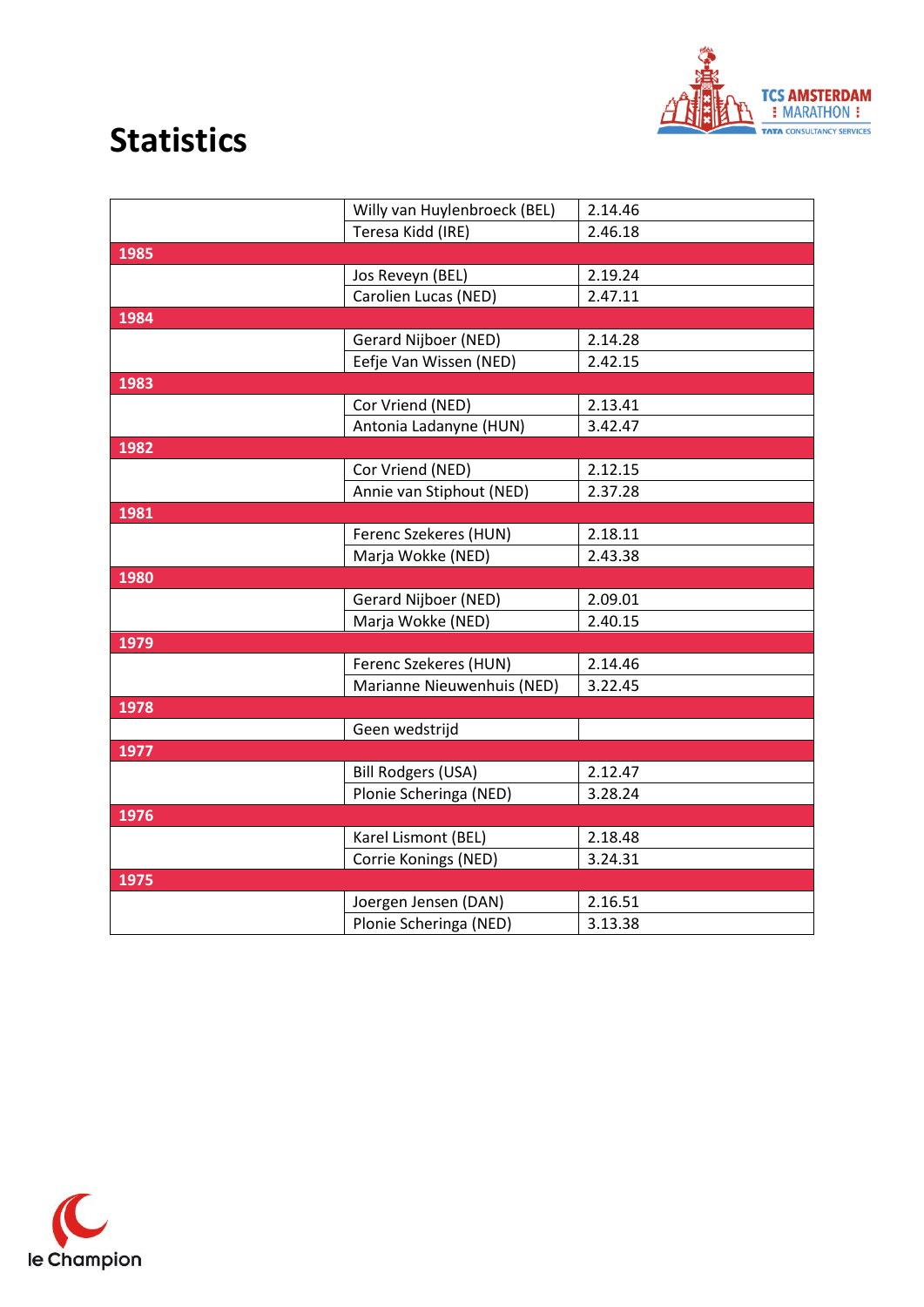# Statistics

| | | |
|---|---|---|
| | Willy van Huylenbroeck (BEL) | 2.14.46 |
| | Teresa Kidd (IRE) | 2.46.18 |
| **1985** | | |
| | Jos Reveyn (BEL) | 2.19.24 |
| | Carolien Lucas (NED) | 2.47.11 |
| **1984** | | |
| | Gerard Nijboer (NED) | 2.14.28 |
| | Eefje Van Wissen (NED) | 2.42.15 |
| **1983** | | |
| | Cor Vriend (NED) | 2.13.41 |
| | Antonia Ladanyne (HUN) | 3.42.47 |
| **1982** | | |
| | Cor Vriend (NED) | 2.12.15 |
| | Annie van Stiphout (NED) | 2.37.28 |
| **1981** | | |
| | Ferenc Szekeres (HUN) | 2.18.11 |
| | Marja Wokke (NED) | 2.43.38 |
| **1980** | | |
| | Gerard Nijboer (NED) | 2.09.01 |
| | Marja Wokke (NED) | 2.40.15 |
| **1979** | | |
| | Ferenc Szekeres (HUN) | 2.14.46 |
| | Marianne Nieuwenhuis (NED) | 3.22.45 |
| **1978** | | |
| | Geen wedstrijd | |
| **1977** | | |
| | Bill Rodgers (USA) | 2.12.47 |
| | Plonie Scheringa (NED) | 3.28.24 |
| **1976** | | |
| | Karel Lismont (BEL) | 2.18.48 |
| | Corrie Konings (NED) | 3.24.31 |
| **1975** | | |
| | Joergen Jensen (DAN) | 2.16.51 |
| | Plonie Scheringa (NED) | 3.13.38 |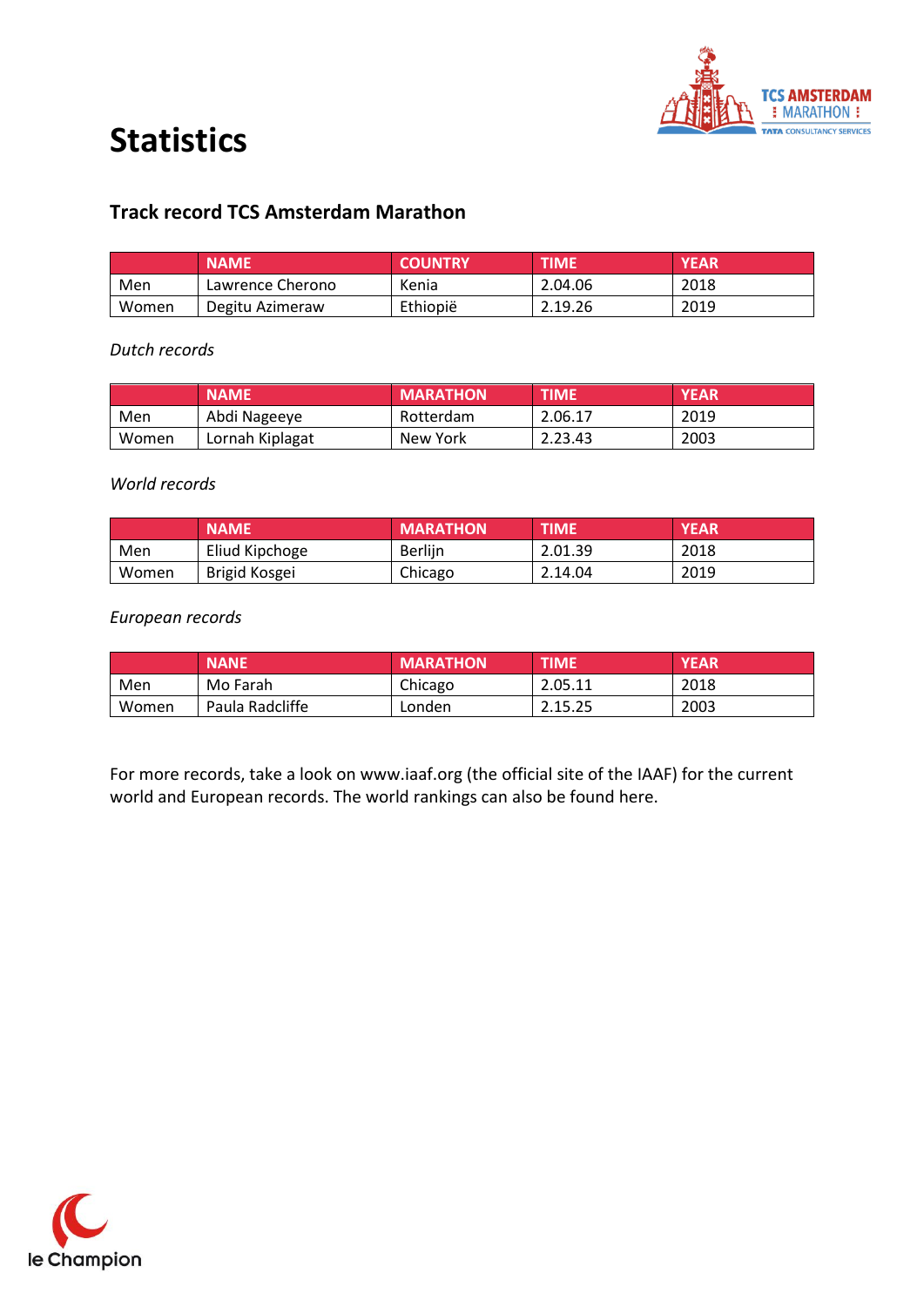# Statistics

### Track record TCS Amsterdam Marathon

| | NAME | COUNTRY | TIME | YEAR |
|---|---|---|---|---|
| Men | Lawrence Cherono | Kenia | 2.04.06 | 2018 |
| Women | Degitu Azimeraw | Ethiopië | 2.19.26 | 2019 |

*Dutch records*

| | NAME | MARATHON | TIME | YEAR |
|---|---|---|---|---|
| Men | Abdi Nageeye | Rotterdam | 2.06.17 | 2019 |
| Women | Lornah Kiplagat | New York | 2.23.43 | 2003 |

*World records*

| | NAME | MARATHON | TIME | YEAR |
|---|---|---|---|---|
| Men | Eliud Kipchoge | Berlijn | 2.01.39 | 2018 |
| Women | Brigid Kosgei | Chicago | 2.14.04 | 2019 |

*European records*

| | NANE | MARATHON | TIME | YEAR |
|---|---|---|---|---|
| Men | Mo Farah | Chicago | 2.05.11 | 2018 |
| Women | Paula Radcliffe | Londen | 2.15.25 | 2003 |

For more records, take a look on www.iaaf.org (the official site of the IAAF) for the current world and European records. The world rankings can also be found here.